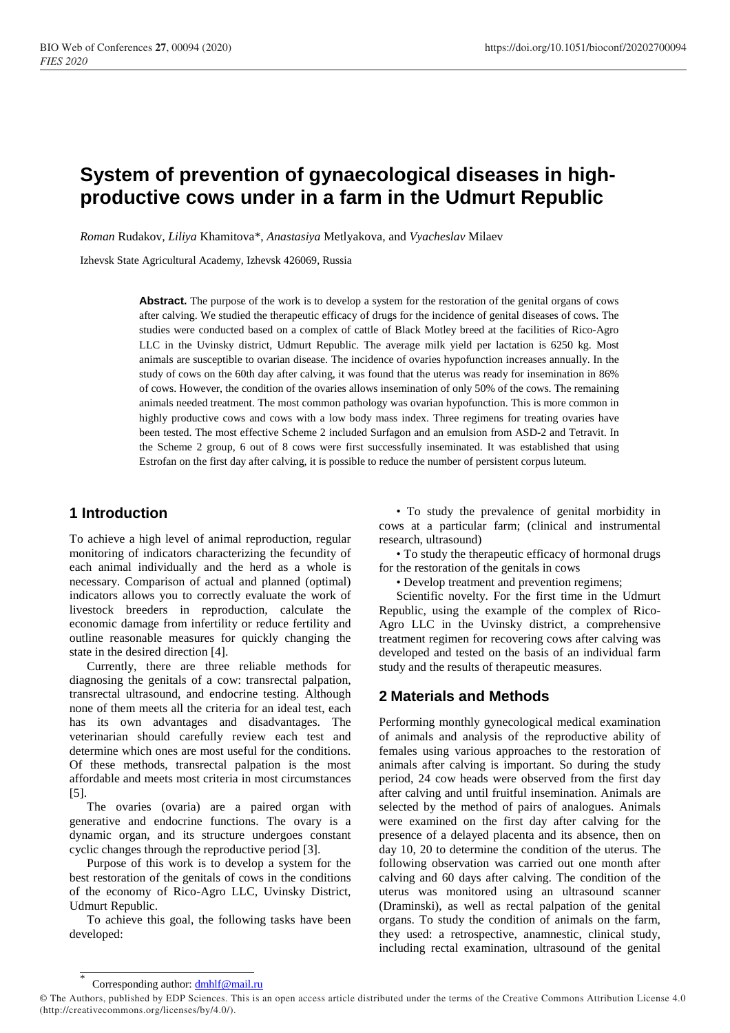# System of prevention of gynaecological diseases in high-productive cows under in a farm in the Udmurt Republic

*Roman* Rudakov, *Liliya* Khamitova*, *Anastasiya* Metlyakova, and *Vyacheslav* Milaev

Izhevsk State Agricultural Academy, Izhevsk 426069, Russia

**Abstract.** The purpose of the work is to develop a system for the restoration of the genital organs of cows after calving. We studied the therapeutic efficacy of drugs for the incidence of genital diseases of cows. The studies were conducted based on a complex of cattle of Black Motley breed at the facilities of Rico-Agro LLC in the Uvinsky district, Udmurt Republic. The average milk yield per lactation is 6250 kg. Most animals are susceptible to ovarian disease. The incidence of ovaries hypofunction increases annually. In the study of cows on the 60th day after calving, it was found that the uterus was ready for insemination in 86% of cows. However, the condition of the ovaries allows insemination of only 50% of the cows. The remaining animals needed treatment. The most common pathology was ovarian hypofunction. This is more common in highly productive cows and cows with a low body mass index. Three regimens for treating ovaries have been tested. The most effective Scheme 2 included Surfagon and an emulsion from ASD-2 and Tetravit. In the Scheme 2 group, 6 out of 8 cows were first successfully inseminated. It was established that using Estrofan on the first day after calving, it is possible to reduce the number of persistent corpus luteum.

## 1 Introduction

To achieve a high level of animal reproduction, regular monitoring of indicators characterizing the fecundity of each animal individually and the herd as a whole is necessary. Comparison of actual and planned (optimal) indicators allows you to correctly evaluate the work of livestock breeders in reproduction, calculate the economic damage from infertility or reduce fertility and outline reasonable measures for quickly changing the state in the desired direction [4].

Currently, there are three reliable methods for diagnosing the genitals of a cow: transrectal palpation, transrectal ultrasound, and endocrine testing. Although none of them meets all the criteria for an ideal test, each has its own advantages and disadvantages. The veterinarian should carefully review each test and determine which ones are most useful for the conditions. Of these methods, transrectal palpation is the most affordable and meets most criteria in most circumstances [5].

The ovaries (ovaria) are a paired organ with generative and endocrine functions. The ovary is a dynamic organ, and its structure undergoes constant cyclic changes through the reproductive period [3].

Purpose of this work is to develop a system for the best restoration of the genitals of cows in the conditions of the economy of Rico-Agro LLC, Uvinsky District, Udmurt Republic.

To achieve this goal, the following tasks have been developed:

- To study the prevalence of genital morbidity in cows at a particular farm; (clinical and instrumental research, ultrasound)
- To study the therapeutic efficacy of hormonal drugs for the restoration of the genitals in cows
- Develop treatment and prevention regimens;

Scientific novelty. For the first time in the Udmurt Republic, using the example of the complex of Rico-Agro LLC in the Uvinsky district, a comprehensive treatment regimen for recovering cows after calving was developed and tested on the basis of an individual farm study and the results of therapeutic measures.

## 2 Materials and Methods

Performing monthly gynecological medical examination of animals and analysis of the reproductive ability of females using various approaches to the restoration of animals after calving is important. So during the study period, 24 cow heads were observed from the first day after calving and until fruitful insemination. Animals are selected by the method of pairs of analogues. Animals were examined on the first day after calving for the presence of a delayed placenta and its absence, then on day 10, 20 to determine the condition of the uterus. The following observation was carried out one month after calving and 60 days after calving. The condition of the uterus was monitored using an ultrasound scanner (Draminski), as well as rectal palpation of the genital organs. To study the condition of animals on the farm, they used: a retrospective, anamnestic, clinical study, including rectal examination, ultrasound of the genital

* Corresponding author: dmhlf@mail.ru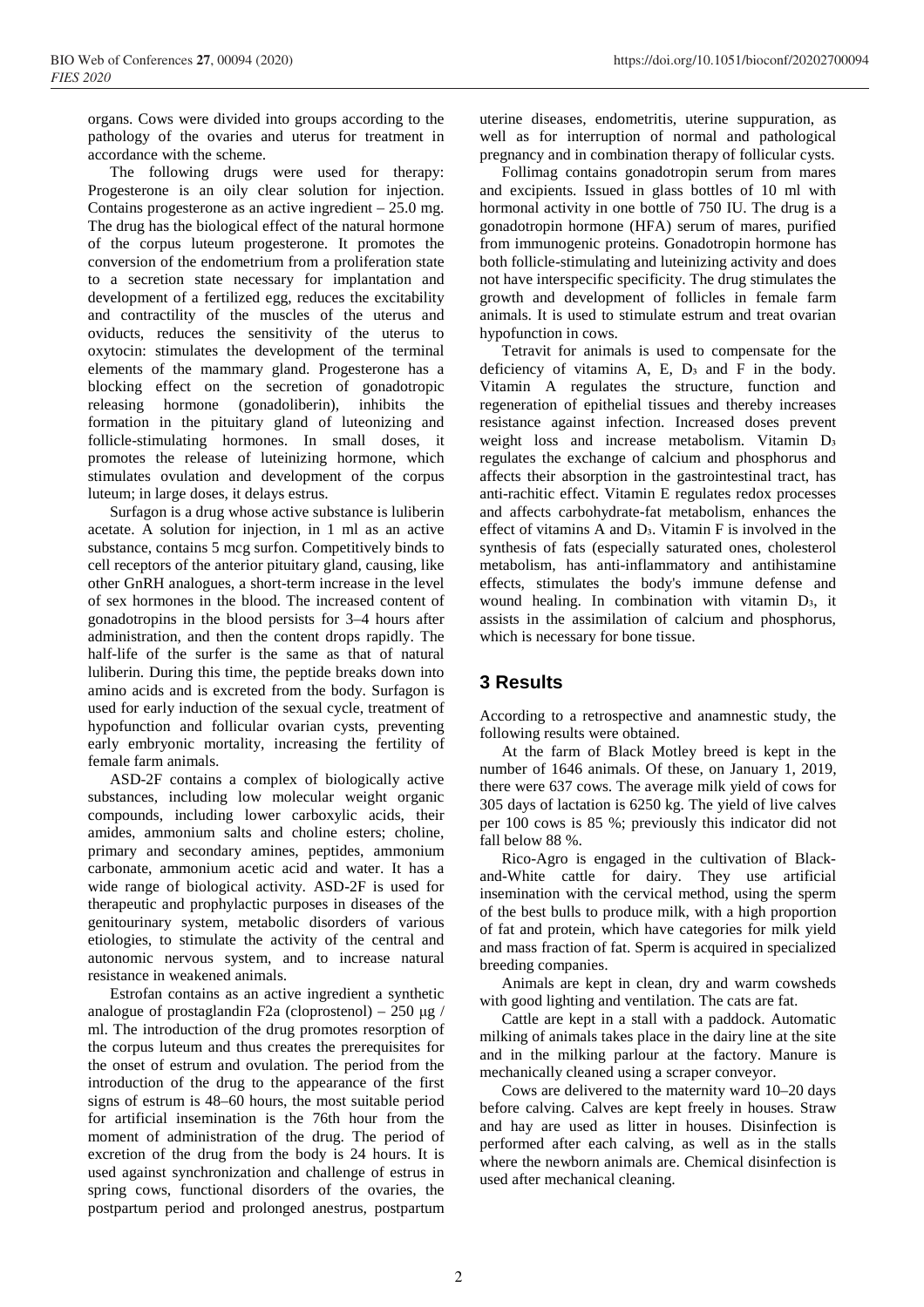organs. Cows were divided into groups according to the pathology of the ovaries and uterus for treatment in accordance with the scheme.

The following drugs were used for therapy: Progesterone is an oily clear solution for injection. Contains progesterone as an active ingredient – 25.0 mg. The drug has the biological effect of the natural hormone of the corpus luteum progesterone. It promotes the conversion of the endometrium from a proliferation state to a secretion state necessary for implantation and development of a fertilized egg, reduces the excitability and contractility of the muscles of the uterus and oviducts, reduces the sensitivity of the uterus to oxytocin: stimulates the development of the terminal elements of the mammary gland. Progesterone has a blocking effect on the secretion of gonadotropic releasing hormone (gonadoliberin), inhibits the formation in the pituitary gland of luteonizing and follicle-stimulating hormones. In small doses, it promotes the release of luteinizing hormone, which stimulates ovulation and development of the corpus luteum; in large doses, it delays estrus.

Surfagon is a drug whose active substance is luliberin acetate. A solution for injection, in 1 ml as an active substance, contains 5 mcg surfon. Competitively binds to cell receptors of the anterior pituitary gland, causing, like other GnRH analogues, a short-term increase in the level of sex hormones in the blood. The increased content of gonadotropins in the blood persists for 3–4 hours after administration, and then the content drops rapidly. The half-life of the surfer is the same as that of natural luliberin. During this time, the peptide breaks down into amino acids and is excreted from the body. Surfagon is used for early induction of the sexual cycle, treatment of hypofunction and follicular ovarian cysts, preventing early embryonic mortality, increasing the fertility of female farm animals.

ASD-2F contains a complex of biologically active substances, including low molecular weight organic compounds, including lower carboxylic acids, their amides, ammonium salts and choline esters; choline, primary and secondary amines, peptides, ammonium carbonate, ammonium acetic acid and water. It has a wide range of biological activity. ASD-2F is used for therapeutic and prophylactic purposes in diseases of the genitourinary system, metabolic disorders of various etiologies, to stimulate the activity of the central and autonomic nervous system, and to increase natural resistance in weakened animals.

Estrofan contains as an active ingredient a synthetic analogue of prostaglandin F2a (cloprostenol) – 250 μg / ml. The introduction of the drug promotes resorption of the corpus luteum and thus creates the prerequisites for the onset of estrum and ovulation. The period from the introduction of the drug to the appearance of the first signs of estrum is 48–60 hours, the most suitable period for artificial insemination is the 76th hour from the moment of administration of the drug. The period of excretion of the drug from the body is 24 hours. It is used against synchronization and challenge of estrus in spring cows, functional disorders of the ovaries, the postpartum period and prolonged anestrus, postpartum uterine diseases, endometritis, uterine suppuration, as well as for interruption of normal and pathological pregnancy and in combination therapy of follicular cysts.

Follimag contains gonadotropin serum from mares and excipients. Issued in glass bottles of 10 ml with hormonal activity in one bottle of 750 IU. The drug is a gonadotropin hormone (HFA) serum of mares, purified from immunogenic proteins. Gonadotropin hormone has both follicle-stimulating and luteinizing activity and does not have interspecific specificity. The drug stimulates the growth and development of follicles in female farm animals. It is used to stimulate estrum and treat ovarian hypofunction in cows.

Tetravit for animals is used to compensate for the deficiency of vitamins A, E, $D_3$ and F in the body. Vitamin A regulates the structure, function and regeneration of epithelial tissues and thereby increases resistance against infection. Increased doses prevent weight loss and increase metabolism. Vitamin $D_3$ regulates the exchange of calcium and phosphorus and affects their absorption in the gastrointestinal tract, has anti-rachitic effect. Vitamin E regulates redox processes and affects carbohydrate-fat metabolism, enhances the effect of vitamins A and $D_3$. Vitamin F is involved in the synthesis of fats (especially saturated ones, cholesterol metabolism, has anti-inflammatory and antihistamine effects, stimulates the body's immune defense and wound healing. In combination with vitamin $D_3$, it assists in the assimilation of calcium and phosphorus, which is necessary for bone tissue.

## 3 Results

According to a retrospective and anamnestic study, the following results were obtained.

At the farm of Black Motley breed is kept in the number of 1646 animals. Of these, on January 1, 2019, there were 637 cows. The average milk yield of cows for 305 days of lactation is 6250 kg. The yield of live calves per 100 cows is 85 %; previously this indicator did not fall below 88 %.

Rico-Agro is engaged in the cultivation of Black-and-White cattle for dairy. They use artificial insemination with the cervical method, using the sperm of the best bulls to produce milk, with a high proportion of fat and protein, which have categories for milk yield and mass fraction of fat. Sperm is acquired in specialized breeding companies.

Animals are kept in clean, dry and warm cowsheds with good lighting and ventilation. The cats are fat.

Cattle are kept in a stall with a paddock. Automatic milking of animals takes place in the dairy line at the site and in the milking parlour at the factory. Manure is mechanically cleaned using a scraper conveyor.

Cows are delivered to the maternity ward 10–20 days before calving. Calves are kept freely in houses. Straw and hay are used as litter in houses. Disinfection is performed after each calving, as well as in the stalls where the newborn animals are. Chemical disinfection is used after mechanical cleaning.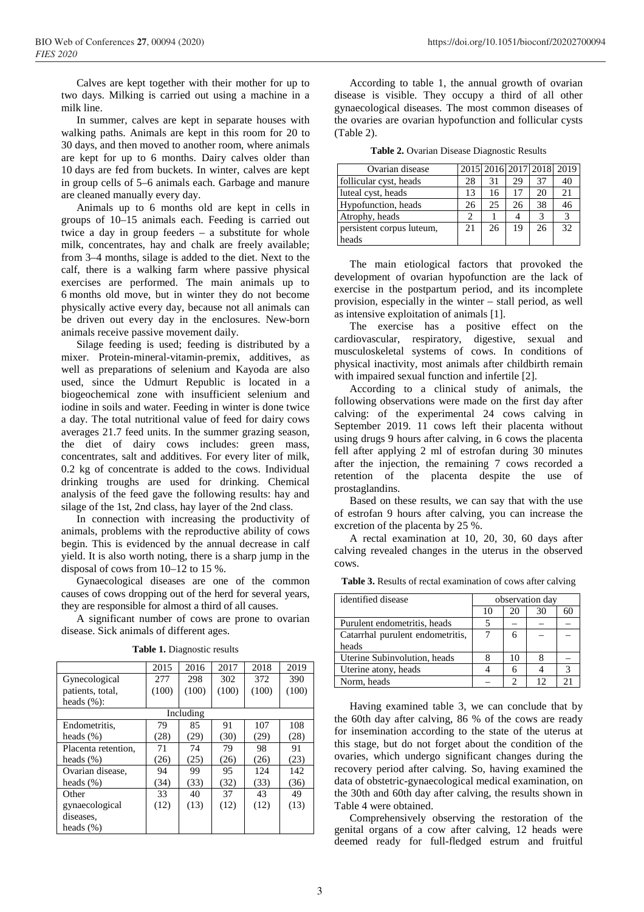Calves are kept together with their mother for up to two days. Milking is carried out using a machine in a milk line.

In summer, calves are kept in separate houses with walking paths. Animals are kept in this room for 20 to 30 days, and then moved to another room, where animals are kept for up to 6 months. Dairy calves older than 10 days are fed from buckets. In winter, calves are kept in group cells of 5–6 animals each. Garbage and manure are cleaned manually every day.

Animals up to 6 months old are kept in cells in groups of 10–15 animals each. Feeding is carried out twice a day in group feeders – a substitute for whole milk, concentrates, hay and chalk are freely available; from 3–4 months, silage is added to the diet. Next to the calf, there is a walking farm where passive physical exercises are performed. The main animals up to 6 months old move, but in winter they do not become physically active every day, because not all animals can be driven out every day in the enclosures. New-born animals receive passive movement daily.

Silage feeding is used; feeding is distributed by a mixer. Protein-mineral-vitamin-premix, additives, as well as preparations of selenium and Kayoda are also used, since the Udmurt Republic is located in a biogeochemical zone with insufficient selenium and iodine in soils and water. Feeding in winter is done twice a day. The total nutritional value of feed for dairy cows averages 21.7 feed units. In the summer grazing season, the diet of dairy cows includes: green mass, concentrates, salt and additives. For every liter of milk, 0.2 kg of concentrate is added to the cows. Individual drinking troughs are used for drinking. Chemical analysis of the feed gave the following results: hay and silage of the 1st, 2nd class, hay layer of the 2nd class.

In connection with increasing the productivity of animals, problems with the reproductive ability of cows begin. This is evidenced by the annual decrease in calf yield. It is also worth noting, there is a sharp jump in the disposal of cows from 10–12 to 15 %.

Gynaecological diseases are one of the common causes of cows dropping out of the herd for several years, they are responsible for almost a third of all causes.

A significant number of cows are prone to ovarian disease. Sick animals of different ages.

**Table 1.** Diagnostic results

| | 2015 | 2016 | 2017 | 2018 | 2019 |
|---|---|---|---|---|---|
| Gynecological patients, total, heads (%): | 277 (100) | 298 (100) | 302 (100) | 372 (100) | 390 (100) |
| Including | | | | | |
| Endometritis, heads (%) | 79 (28) | 85 (29) | 91 (30) | 107 (29) | 108 (28) |
| Placenta retention, heads (%) | 71 (26) | 74 (25) | 79 (26) | 98 (26) | 91 (23) |
| Ovarian disease, heads (%) | 94 (34) | 99 (33) | 95 (32) | 124 (33) | 142 (36) |
| Other gynaecological diseases, heads (%) | 33 (12) | 40 (13) | 37 (12) | 43 (12) | 49 (13) |

According to table 1, the annual growth of ovarian disease is visible. They occupy a third of all other gynaecological diseases. The most common diseases of the ovaries are ovarian hypofunction and follicular cysts (Table 2).

**Table 2.** Ovarian Disease Diagnostic Results

| Ovarian disease | 2015 | 2016 | 2017 | 2018 | 2019 |
|---|---|---|---|---|---|
| follicular cyst, heads | 28 | 31 | 29 | 37 | 40 |
| luteal cyst, heads | 13 | 16 | 17 | 20 | 21 |
| Hypofunction, heads | 26 | 25 | 26 | 38 | 46 |
| Atrophy, heads | 2 | 1 | 4 | 3 | 3 |
| persistent corpus luteum, heads | 21 | 26 | 19 | 26 | 32 |

The main etiological factors that provoked the development of ovarian hypofunction are the lack of exercise in the postpartum period, and its incomplete provision, especially in the winter – stall period, as well as intensive exploitation of animals [1].

The exercise has a positive effect on the cardiovascular, respiratory, digestive, sexual and musculoskeletal systems of cows. In conditions of physical inactivity, most animals after childbirth remain with impaired sexual function and infertile [2].

According to a clinical study of animals, the following observations were made on the first day after calving: of the experimental 24 cows calving in September 2019. 11 cows left their placenta without using drugs 9 hours after calving, in 6 cows the placenta fell after applying 2 ml of estrofan during 30 minutes after the injection, the remaining 7 cows recorded a retention of the placenta despite the use of prostaglandins.

Based on these results, we can say that with the use of estrofan 9 hours after calving, you can increase the excretion of the placenta by 25 %.

A rectal examination at 10, 20, 30, 60 days after calving revealed changes in the uterus in the observed cows.

**Table 3.** Results of rectal examination of cows after calving

| identified disease | observation day | | | |
|---|---|---|---|---|
| | 10 | 20 | 30 | 60 |
| Purulent endometritis, heads | 5 | – | – | – |
| Catarrhal purulent endometritis, heads | 7 | 6 | – | – |
| Uterine Subinvolution, heads | 8 | 10 | 8 | – |
| Uterine atony, heads | 4 | 6 | 4 | 3 |
| Norm, heads | – | 2 | 12 | 21 |

Having examined table 3, we can conclude that by the 60th day after calving, 86 % of the cows are ready for insemination according to the state of the uterus at this stage, but do not forget about the condition of the ovaries, which undergo significant changes during the recovery period after calving. So, having examined the data of obstetric-gynaecological medical examination, on the 30th and 60th day after calving, the results shown in Table 4 were obtained.

Comprehensively observing the restoration of the genital organs of a cow after calving, 12 heads were deemed ready for full-fledged estrum and fruitful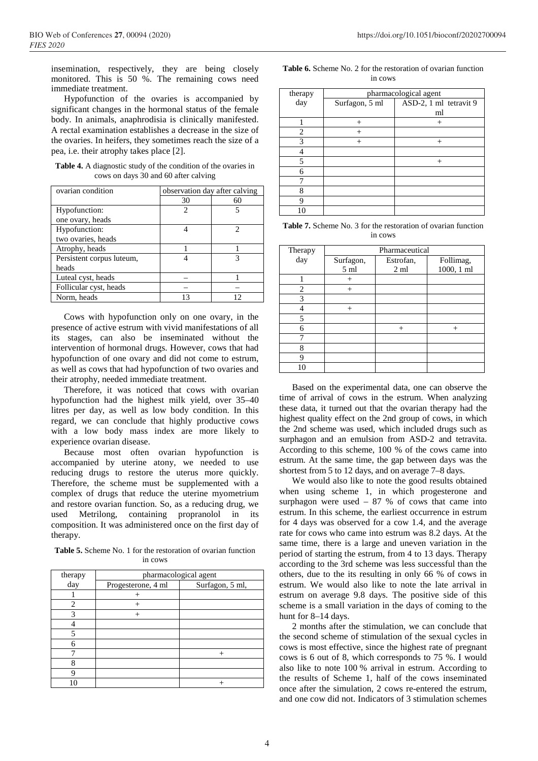insemination, respectively, they are being closely monitored. This is 50 %. The remaining cows need immediate treatment.

Hypofunction of the ovaries is accompanied by significant changes in the hormonal status of the female body. In animals, anaphrodisia is clinically manifested. A rectal examination establishes a decrease in the size of the ovaries. In heifers, they sometimes reach the size of a pea, i.e. their atrophy takes place [2].

**Table 4.** A diagnostic study of the condition of the ovaries in cows on days 30 and 60 after calving

| ovarian condition | observation day after calving | |
|---|---|---|
| | 30 | 60 |
| Hypofunction: one ovary, heads | 2 | 5 |
| Hypofunction: two ovaries, heads | 4 | 2 |
| Atrophy, heads | 1 | 1 |
| Persistent corpus luteum, heads | 4 | 3 |
| Luteal cyst, heads | – | 1 |
| Follicular cyst, heads | – | – |
| Norm, heads | 13 | 12 |

Cows with hypofunction only on one ovary, in the presence of active estrum with vivid manifestations of all its stages, can also be inseminated without the intervention of hormonal drugs. However, cows that had hypofunction of one ovary and did not come to estrum, as well as cows that had hypofunction of two ovaries and their atrophy, needed immediate treatment.

Therefore, it was noticed that cows with ovarian hypofunction had the highest milk yield, over 35–40 litres per day, as well as low body condition. In this regard, we can conclude that highly productive cows with a low body mass index are more likely to experience ovarian disease.

Because most often ovarian hypofunction is accompanied by uterine atony, we needed to use reducing drugs to restore the uterus more quickly. Therefore, the scheme must be supplemented with a complex of drugs that reduce the uterine myometrium and restore ovarian function. So, as a reducing drug, we used Metrilong, containing propranolol in its composition. It was administered once on the first day of therapy.

**Table 5.** Scheme No. 1 for the restoration of ovarian function in cows

| therapy day | pharmacological agent | |
|---|---|---|
| | Progesterone, 4 ml | Surfagon, 5 ml, |
| 1 | + | |
| 2 | + | |
| 3 | + | |
| 4 | | |
| 5 | | |
| 6 | | |
| 7 | | + |
| 8 | | |
| 9 | | |
| 10 | | + |

**Table 6.** Scheme No. 2 for the restoration of ovarian function in cows

| therapy day | pharmacological agent | |
|---|---|---|
| | Surfagon, 5 ml | ASD-2, 1 ml tetravit 9 ml |
| 1 | + | + |
| 2 | + | |
| 3 | + | + |
| 4 | | |
| 5 | | + |
| 6 | | |
| 7 | | |
| 8 | | |
| 9 | | |
| 10 | | |

**Table 7.** Scheme No. 3 for the restoration of ovarian function in cows

| Therapy day | Pharmaceutical | | |
|---|---|---|---|
| | Surfagon, 5 ml | Estrofan, 2 ml | Follimag, 1000, 1 ml |
| 1 | + | | |
| 2 | + | | |
| 3 | | | |
| 4 | + | | |
| 5 | | | |
| 6 | | + | + |
| 7 | | | |
| 8 | | | |
| 9 | | | |
| 10 | | | |

Based on the experimental data, one can observe the time of arrival of cows in the estrum. When analyzing these data, it turned out that the ovarian therapy had the highest quality effect on the 2nd group of cows, in which the 2nd scheme was used, which included drugs such as surphagon and an emulsion from ASD-2 and tetravita. According to this scheme, 100 % of the cows came into estrum. At the same time, the gap between days was the shortest from 5 to 12 days, and on average 7–8 days.

We would also like to note the good results obtained when using scheme 1, in which progesterone and surphagon were used – 87 % of cows that came into estrum. In this scheme, the earliest occurrence in estrum for 4 days was observed for a cow 1.4, and the average rate for cows who came into estrum was 8.2 days. At the same time, there is a large and uneven variation in the period of starting the estrum, from 4 to 13 days. Therapy according to the 3rd scheme was less successful than the others, due to the its resulting in only 66 % of cows in estrum. We would also like to note the late arrival in estrum on average 9.8 days. The positive side of this scheme is a small variation in the days of coming to the hunt for 8–14 days.

2 months after the stimulation, we can conclude that the second scheme of stimulation of the sexual cycles in cows is most effective, since the highest rate of pregnant cows is 6 out of 8, which corresponds to 75 %. I would also like to note 100 % arrival in estrum. According to the results of Scheme 1, half of the cows inseminated once after the simulation, 2 cows re-entered the estrum, and one cow did not. Indicators of 3 stimulation schemes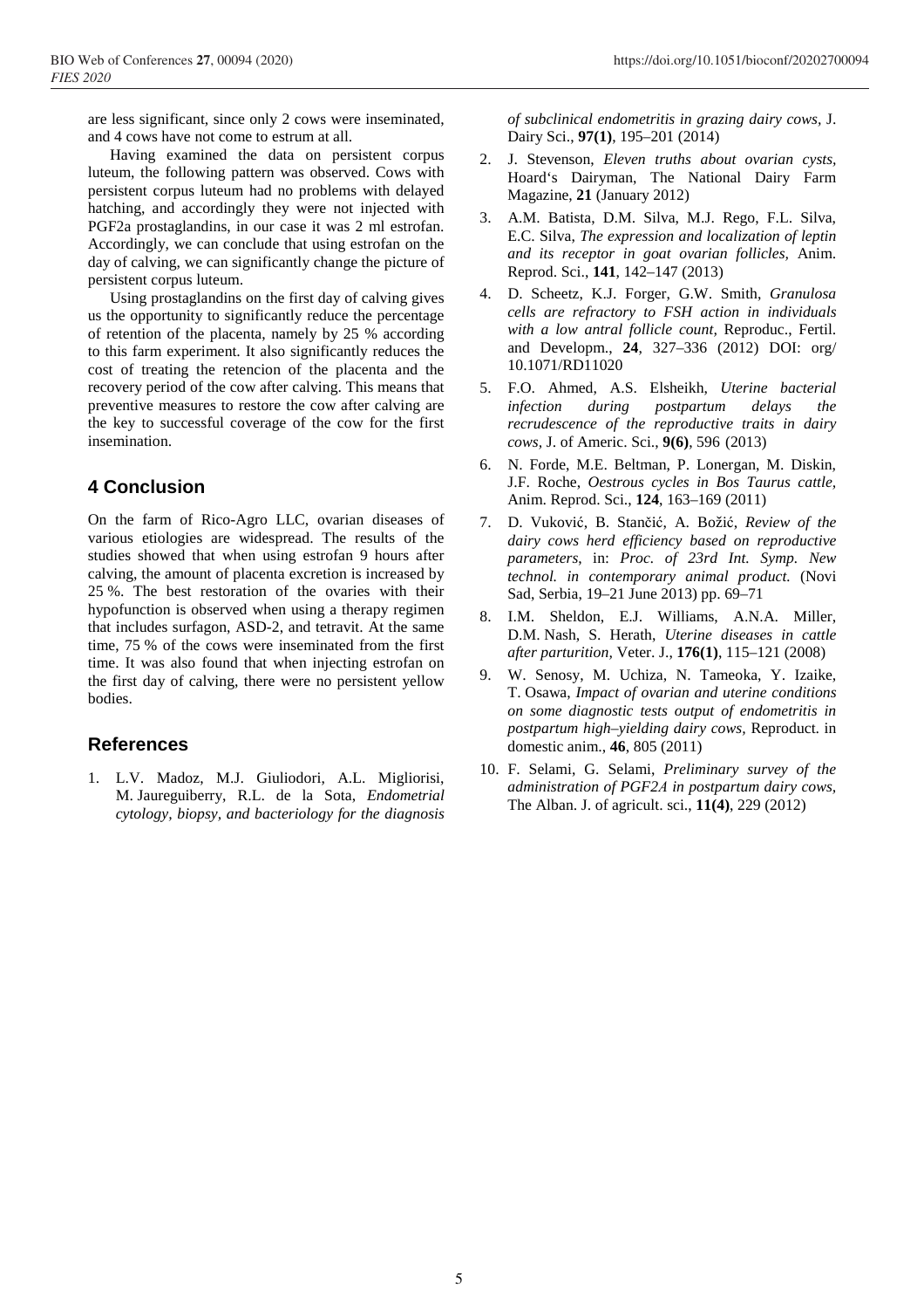are less significant, since only 2 cows were inseminated, and 4 cows have not come to estrum at all.

Having examined the data on persistent corpus luteum, the following pattern was observed. Cows with persistent corpus luteum had no problems with delayed hatching, and accordingly they were not injected with PGF2a prostaglandins, in our case it was 2 ml estrofan. Accordingly, we can conclude that using estrofan on the day of calving, we can significantly change the picture of persistent corpus luteum.

Using prostaglandins on the first day of calving gives us the opportunity to significantly reduce the percentage of retention of the placenta, namely by 25 % according to this farm experiment. It also significantly reduces the cost of treating the retencion of the placenta and the recovery period of the cow after calving. This means that preventive measures to restore the cow after calving are the key to successful coverage of the cow for the first insemination.

## 4 Conclusion

On the farm of Rico-Agro LLC, ovarian diseases of various etiologies are widespread. The results of the studies showed that when using estrofan 9 hours after calving, the amount of placenta excretion is increased by 25 %. The best restoration of the ovaries with their hypofunction is observed when using a therapy regimen that includes surfagon, ASD-2, and tetravit. At the same time, 75 % of the cows were inseminated from the first time. It was also found that when injecting estrofan on the first day of calving, there were no persistent yellow bodies.

## References

1. L.V. Madoz, M.J. Giuliodori, A.L. Migliorisi, M. Jaureguiberry, R.L. de la Sota, *Endometrial cytology, biopsy, and bacteriology for the diagnosis of subclinical endometritis in grazing dairy cows,* J. Dairy Sci., **97(1)**, 195–201 (2014)
2. J. Stevenson, *Eleven truths about ovarian cysts,* Hoard's Dairyman, The National Dairy Farm Magazine, **21** (January 2012)
3. A.M. Batista, D.M. Silva, M.J. Rego, F.L. Silva, E.C. Silva, *The expression and localization of leptin and its receptor in goat ovarian follicles,* Anim. Reprod. Sci., **141**, 142–147 (2013)
4. D. Scheetz, K.J. Forger, G.W. Smith, *Granulosa cells are refractory to FSH action in individuals with a low antral follicle count,* Reproduc., Fertil. and Developm., **24**, 327–336 (2012) DOI: org/ 10.1071/RD11020
5. F.O. Ahmed, A.S. Elsheikh, *Uterine bacterial infection during postpartum delays the recrudescence of the reproductive traits in dairy cows,* J. of Americ. Sci., **9(6)**, 596 (2013)
6. N. Forde, M.E. Beltman, P. Lonergan, M. Diskin, J.F. Roche, *Oestrous cycles in Bos Taurus cattle,* Anim. Reprod. Sci., **124**, 163–169 (2011)
7. D. Vuković, B. Stančić, A. Božić, *Review of the dairy cows herd efficiency based on reproductive parameters,* in: *Proc. of 23rd Int. Symp. New technol. in contemporary animal product.* (Novi Sad, Serbia, 19–21 June 2013) pp. 69–71
8. I.M. Sheldon, E.J. Williams, A.N.A. Miller, D.M. Nash, S. Herath, *Uterine diseases in cattle after parturition,* Veter. J., **176(1)**, 115–121 (2008)
9. W. Senosy, M. Uchiza, N. Tameoka, Y. Izaike, T. Osawa, *Impact of ovarian and uterine conditions on some diagnostic tests output of endometritis in postpartum high–yielding dairy cows,* Reproduct. in domestic anim., **46**, 805 (2011)
10. F. Selami, G. Selami, *Preliminary survey of the administration of PGF2A in postpartum dairy cows,* The Alban. J. of agricult. sci., **11(4)**, 229 (2012)